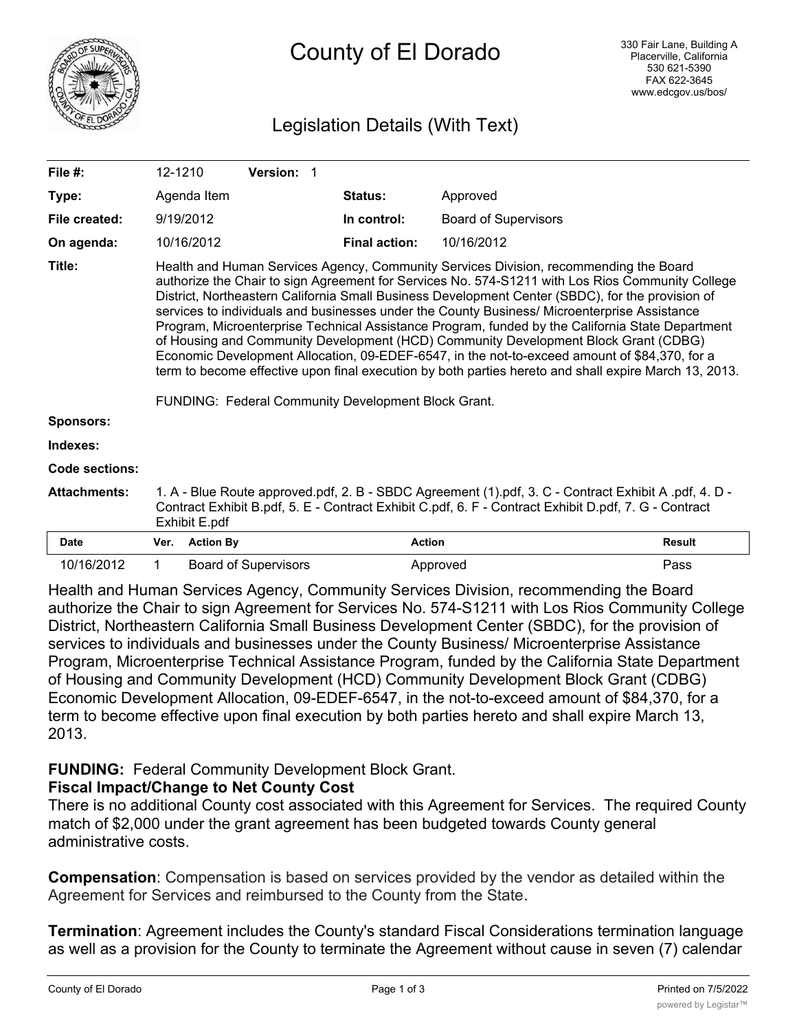# County of El Dorado

330 Fair Lane, Building A
Placerville, California
530 621-5390
FAX 622-3645
www.edcgov.us/bos/

## Legislation Details (With Text)

| | | | |
|---|---|---|---|
| **File #:** | 12-1210 **Version:** 1 | | |
| **Type:** | Agenda Item | **Status:** | Approved |
| **File created:** | 9/19/2012 | **In control:** | Board of Supervisors |
| **On agenda:** | 10/16/2012 | **Final action:** | 10/16/2012 |

**Title:** Health and Human Services Agency, Community Services Division, recommending the Board authorize the Chair to sign Agreement for Services No. 574-S1211 with Los Rios Community College District, Northeastern California Small Business Development Center (SBDC), for the provision of services to individuals and businesses under the County Business/ Microenterprise Assistance Program, Microenterprise Technical Assistance Program, funded by the California State Department of Housing and Community Development (HCD) Community Development Block Grant (CDBG) Economic Development Allocation, 09-EDEF-6547, in the not-to-exceed amount of $84,370, for a term to become effective upon final execution by both parties hereto and shall expire March 13, 2013.

FUNDING: Federal Community Development Block Grant.

**Sponsors:**

**Indexes:**

**Code sections:**

**Attachments:** 1. A - Blue Route approved.pdf, 2. B - SBDC Agreement (1).pdf, 3. C - Contract Exhibit A .pdf, 4. D - Contract Exhibit B.pdf, 5. E - Contract Exhibit C.pdf, 6. F - Contract Exhibit D.pdf, 7. G - Contract Exhibit E.pdf

| Date | Ver. | Action By | Action | Result |
|---|---|---|---|---|
| 10/16/2012 | 1 | Board of Supervisors | Approved | Pass |

Health and Human Services Agency, Community Services Division, recommending the Board authorize the Chair to sign Agreement for Services No. 574-S1211 with Los Rios Community College District, Northeastern California Small Business Development Center (SBDC), for the provision of services to individuals and businesses under the County Business/ Microenterprise Assistance Program, Microenterprise Technical Assistance Program, funded by the California State Department of Housing and Community Development (HCD) Community Development Block Grant (CDBG) Economic Development Allocation, 09-EDEF-6547, in the not-to-exceed amount of $84,370, for a term to become effective upon final execution by both parties hereto and shall expire March 13, 2013.

**FUNDING:** Federal Community Development Block Grant.

**Fiscal Impact/Change to Net County Cost**

There is no additional County cost associated with this Agreement for Services. The required County match of $2,000 under the grant agreement has been budgeted towards County general administrative costs.

**Compensation**: Compensation is based on services provided by the vendor as detailed within the Agreement for Services and reimbursed to the County from the State.

**Termination**: Agreement includes the County's standard Fiscal Considerations termination language as well as a provision for the County to terminate the Agreement without cause in seven (7) calendar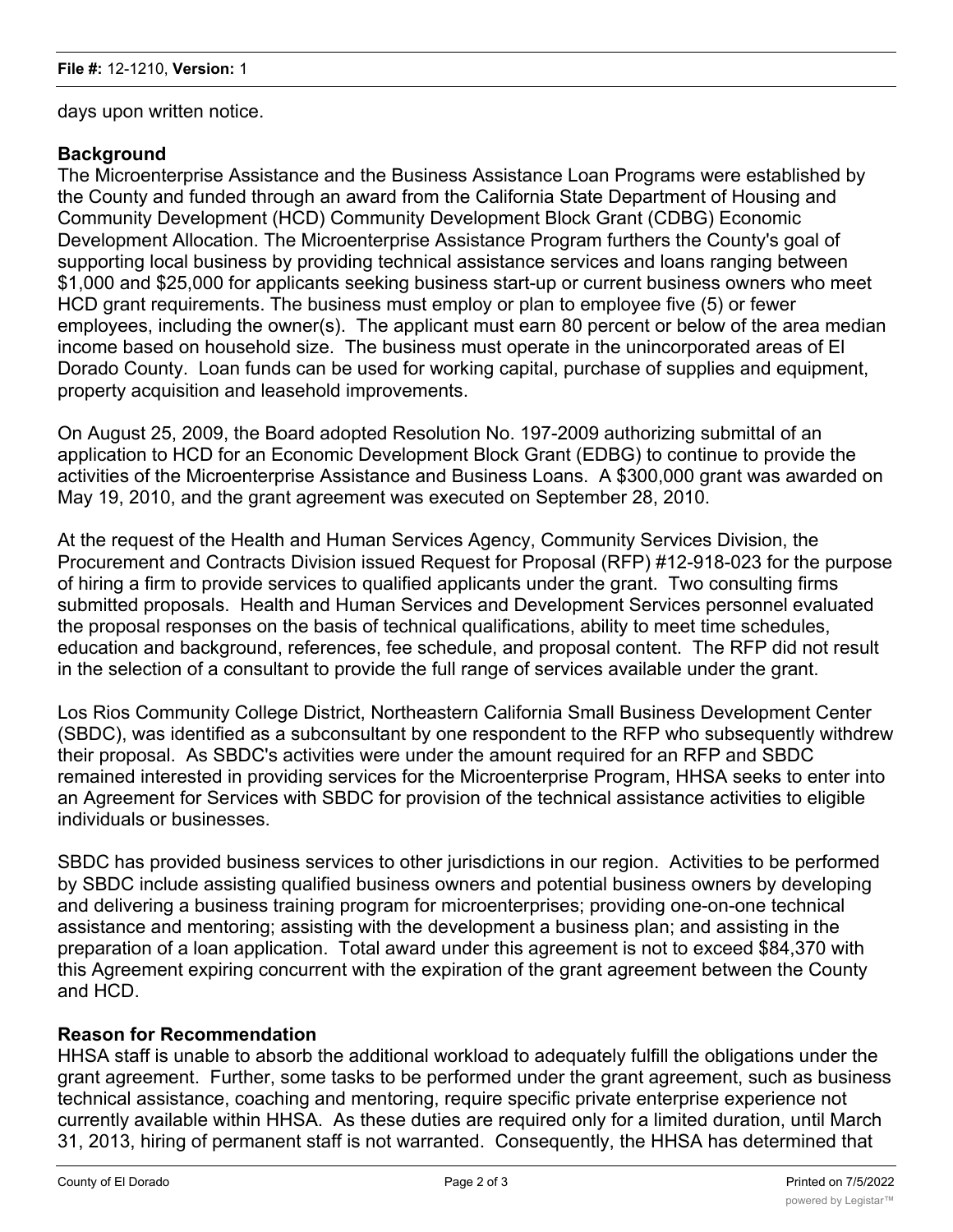days upon written notice.

**Background**

The Microenterprise Assistance and the Business Assistance Loan Programs were established by the County and funded through an award from the California State Department of Housing and Community Development (HCD) Community Development Block Grant (CDBG) Economic Development Allocation. The Microenterprise Assistance Program furthers the County's goal of supporting local business by providing technical assistance services and loans ranging between $1,000 and $25,000 for applicants seeking business start-up or current business owners who meet HCD grant requirements. The business must employ or plan to employee five (5) or fewer employees, including the owner(s). The applicant must earn 80 percent or below of the area median income based on household size. The business must operate in the unincorporated areas of El Dorado County. Loan funds can be used for working capital, purchase of supplies and equipment, property acquisition and leasehold improvements.

On August 25, 2009, the Board adopted Resolution No. 197-2009 authorizing submittal of an application to HCD for an Economic Development Block Grant (EDBG) to continue to provide the activities of the Microenterprise Assistance and Business Loans. A $300,000 grant was awarded on May 19, 2010, and the grant agreement was executed on September 28, 2010.

At the request of the Health and Human Services Agency, Community Services Division, the Procurement and Contracts Division issued Request for Proposal (RFP) #12-918-023 for the purpose of hiring a firm to provide services to qualified applicants under the grant. Two consulting firms submitted proposals. Health and Human Services and Development Services personnel evaluated the proposal responses on the basis of technical qualifications, ability to meet time schedules, education and background, references, fee schedule, and proposal content. The RFP did not result in the selection of a consultant to provide the full range of services available under the grant.

Los Rios Community College District, Northeastern California Small Business Development Center (SBDC), was identified as a subconsultant by one respondent to the RFP who subsequently withdrew their proposal. As SBDC's activities were under the amount required for an RFP and SBDC remained interested in providing services for the Microenterprise Program, HHSA seeks to enter into an Agreement for Services with SBDC for provision of the technical assistance activities to eligible individuals or businesses.

SBDC has provided business services to other jurisdictions in our region. Activities to be performed by SBDC include assisting qualified business owners and potential business owners by developing and delivering a business training program for microenterprises; providing one-on-one technical assistance and mentoring; assisting with the development a business plan; and assisting in the preparation of a loan application. Total award under this agreement is not to exceed $84,370 with this Agreement expiring concurrent with the expiration of the grant agreement between the County and HCD.

**Reason for Recommendation**

HHSA staff is unable to absorb the additional workload to adequately fulfill the obligations under the grant agreement. Further, some tasks to be performed under the grant agreement, such as business technical assistance, coaching and mentoring, require specific private enterprise experience not currently available within HHSA. As these duties are required only for a limited duration, until March 31, 2013, hiring of permanent staff is not warranted. Consequently, the HHSA has determined that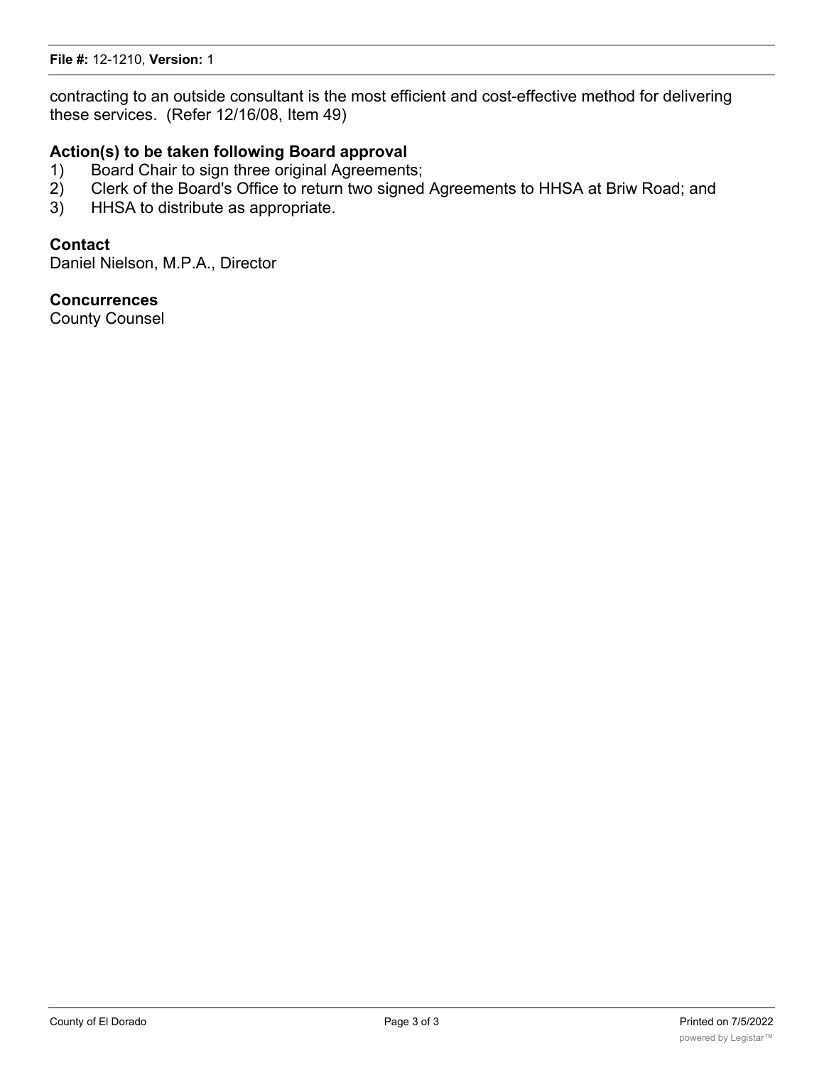contracting to an outside consultant is the most efficient and cost-effective method for delivering these services. (Refer 12/16/08, Item 49)

**Action(s) to be taken following Board approval**

1) Board Chair to sign three original Agreements;
2) Clerk of the Board's Office to return two signed Agreements to HHSA at Briw Road; and
3) HHSA to distribute as appropriate.

**Contact**

Daniel Nielson, M.P.A., Director

**Concurrences**

County Counsel